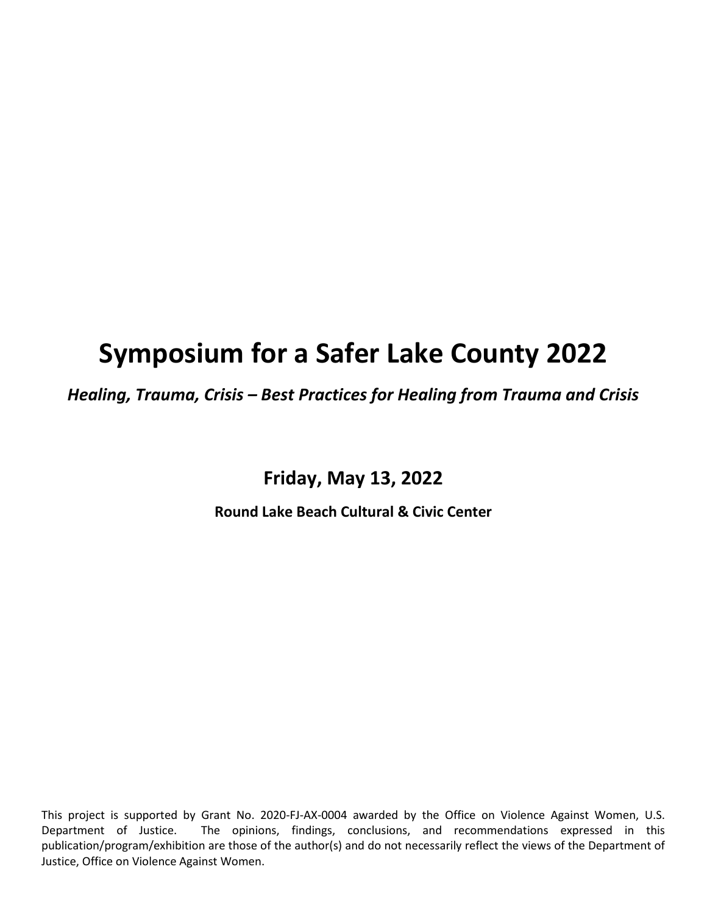# Symposium for a Safer Lake County 2022

***Healing, Trauma, Crisis – Best Practices for Healing from Trauma and Crisis***

## Friday, May 13, 2022

**Round Lake Beach Cultural & Civic Center**

This project is supported by Grant No. 2020-FJ-AX-0004 awarded by the Office on Violence Against Women, U.S. Department of Justice. The opinions, findings, conclusions, and recommendations expressed in this publication/program/exhibition are those of the author(s) and do not necessarily reflect the views of the Department of Justice, Office on Violence Against Women.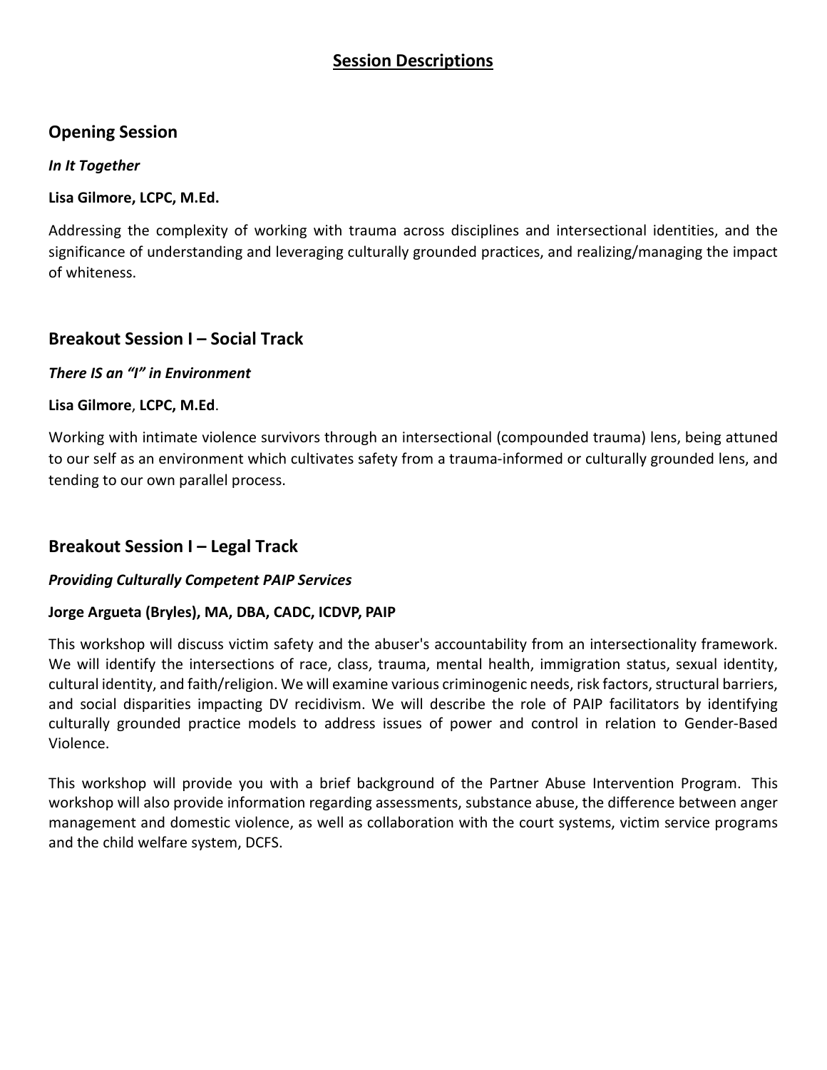# Session Descriptions

## Opening Session

***In It Together***

**Lisa Gilmore, LCPC, M.Ed.**

Addressing the complexity of working with trauma across disciplines and intersectional identities, and the significance of understanding and leveraging culturally grounded practices, and realizing/managing the impact of whiteness.

## Breakout Session I – Social Track

***There IS an "I" in Environment***

**Lisa Gilmore**, **LCPC, M.Ed**.

Working with intimate violence survivors through an intersectional (compounded trauma) lens, being attuned to our self as an environment which cultivates safety from a trauma-informed or culturally grounded lens, and tending to our own parallel process.

## Breakout Session I – Legal Track

***Providing Culturally Competent PAIP Services***

**Jorge Argueta (Bryles), MA, DBA, CADC, ICDVP, PAIP**

This workshop will discuss victim safety and the abuser's accountability from an intersectionality framework. We will identify the intersections of race, class, trauma, mental health, immigration status, sexual identity, cultural identity, and faith/religion. We will examine various criminogenic needs, risk factors, structural barriers, and social disparities impacting DV recidivism. We will describe the role of PAIP facilitators by identifying culturally grounded practice models to address issues of power and control in relation to Gender-Based Violence.

This workshop will provide you with a brief background of the Partner Abuse Intervention Program. This workshop will also provide information regarding assessments, substance abuse, the difference between anger management and domestic violence, as well as collaboration with the court systems, victim service programs and the child welfare system, DCFS.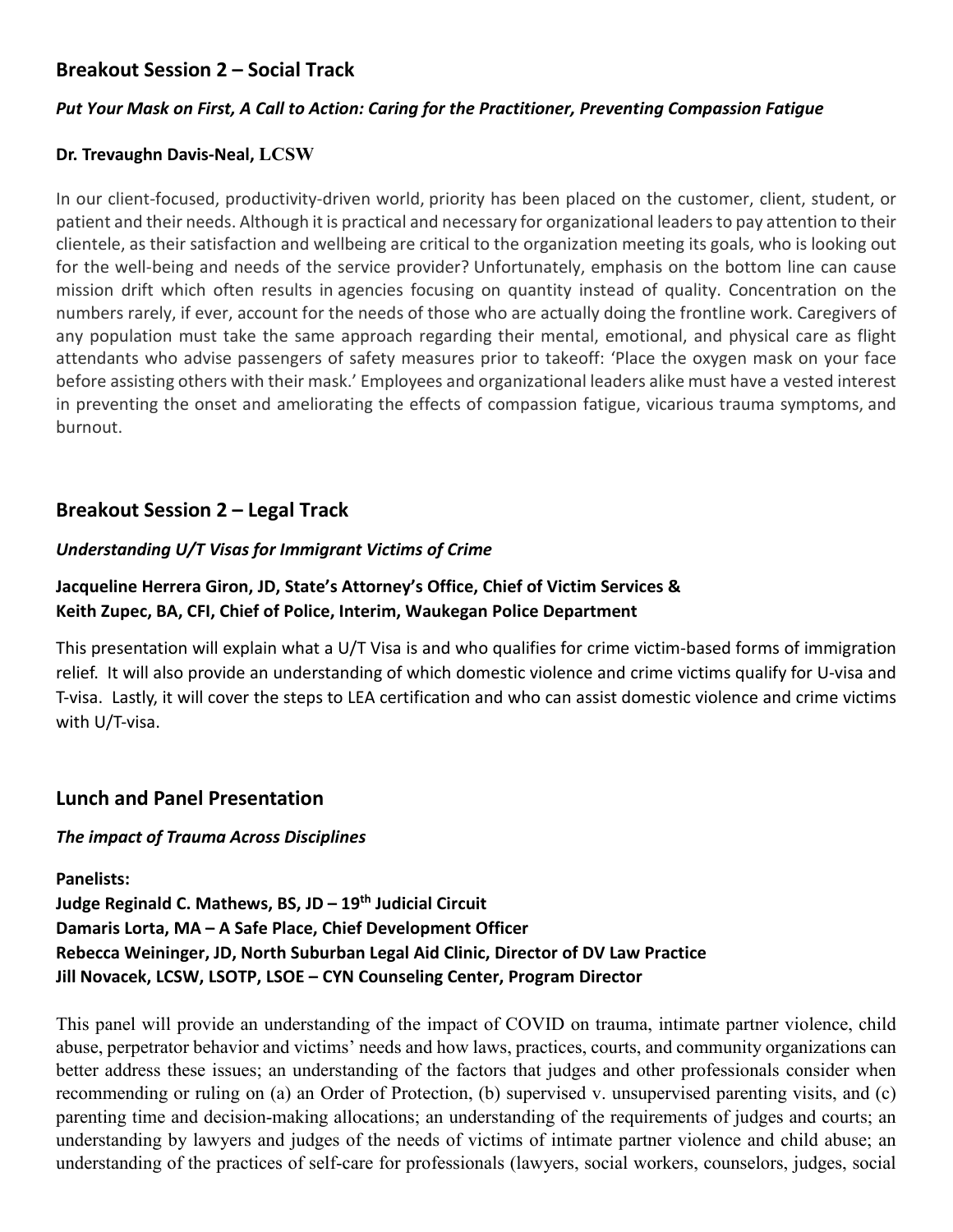## Breakout Session 2 – Social Track

***Put Your Mask on First, A Call to Action: Caring for the Practitioner, Preventing Compassion Fatigue***

**Dr. Trevaughn Davis-Neal, LCSW**

In our client-focused, productivity-driven world, priority has been placed on the customer, client, student, or patient and their needs. Although it is practical and necessary for organizational leaders to pay attention to their clientele, as their satisfaction and wellbeing are critical to the organization meeting its goals, who is looking out for the well-being and needs of the service provider? Unfortunately, emphasis on the bottom line can cause mission drift which often results in agencies focusing on quantity instead of quality. Concentration on the numbers rarely, if ever, account for the needs of those who are actually doing the frontline work. Caregivers of any population must take the same approach regarding their mental, emotional, and physical care as flight attendants who advise passengers of safety measures prior to takeoff: 'Place the oxygen mask on your face before assisting others with their mask.' Employees and organizational leaders alike must have a vested interest in preventing the onset and ameliorating the effects of compassion fatigue, vicarious trauma symptoms, and burnout.

## Breakout Session 2 – Legal Track

***Understanding U/T Visas for Immigrant Victims of Crime***

**Jacqueline Herrera Giron, JD, State's Attorney's Office, Chief of Victim Services &**
**Keith Zupec, BA, CFI, Chief of Police, Interim, Waukegan Police Department**

This presentation will explain what a U/T Visa is and who qualifies for crime victim-based forms of immigration relief. It will also provide an understanding of which domestic violence and crime victims qualify for U-visa and T-visa. Lastly, it will cover the steps to LEA certification and who can assist domestic violence and crime victims with U/T-visa.

## Lunch and Panel Presentation

***The impact of Trauma Across Disciplines***

**Panelists:**
**Judge Reginald C. Mathews, BS, JD – 19th Judicial Circuit**
**Damaris Lorta, MA – A Safe Place, Chief Development Officer**
**Rebecca Weininger, JD, North Suburban Legal Aid Clinic, Director of DV Law Practice**
**Jill Novacek, LCSW, LSOTP, LSOE – CYN Counseling Center, Program Director**

This panel will provide an understanding of the impact of COVID on trauma, intimate partner violence, child abuse, perpetrator behavior and victims' needs and how laws, practices, courts, and community organizations can better address these issues; an understanding of the factors that judges and other professionals consider when recommending or ruling on (a) an Order of Protection, (b) supervised v. unsupervised parenting visits, and (c) parenting time and decision-making allocations; an understanding of the requirements of judges and courts; an understanding by lawyers and judges of the needs of victims of intimate partner violence and child abuse; an understanding of the practices of self-care for professionals (lawyers, social workers, counselors, judges, social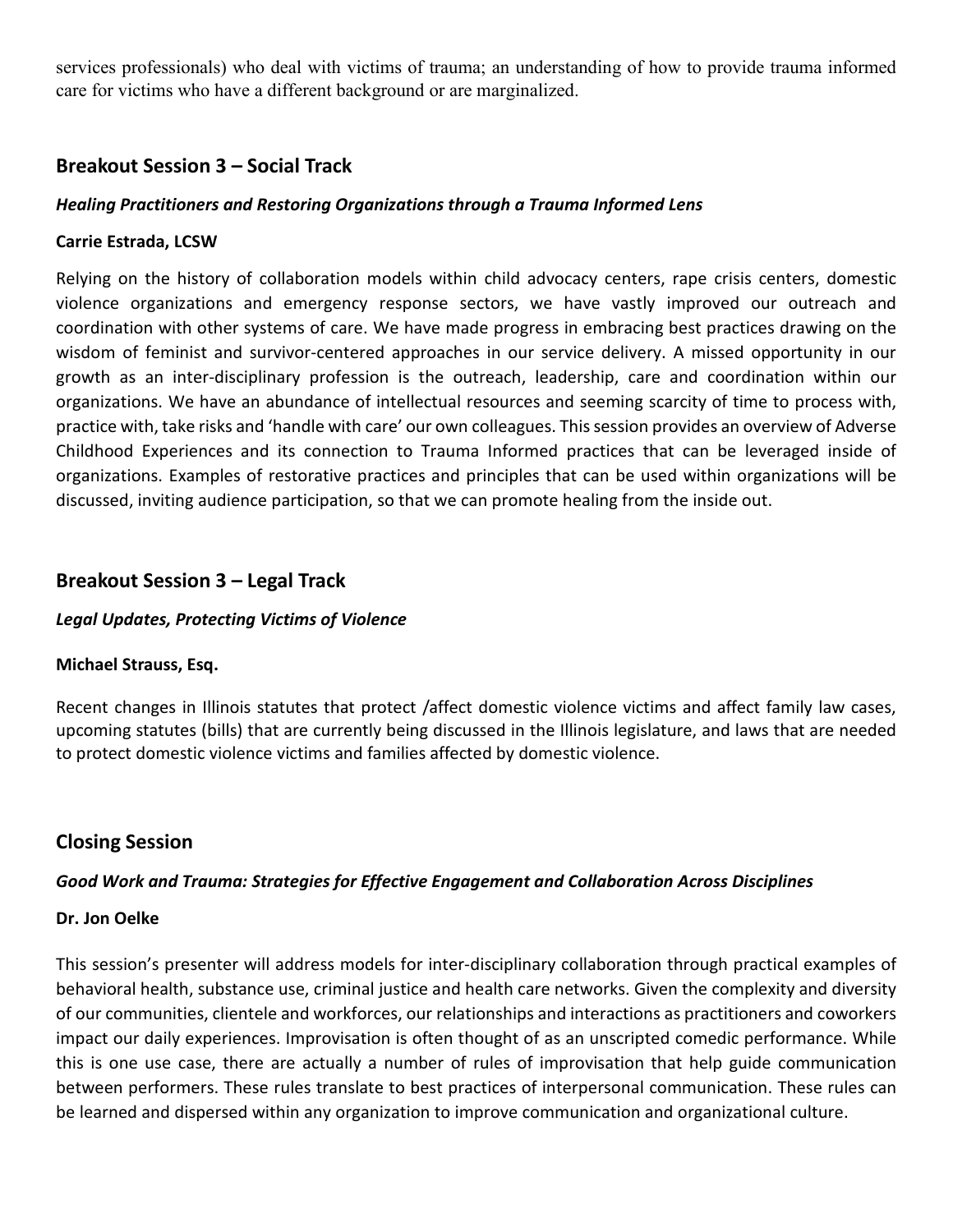services professionals) who deal with victims of trauma; an understanding of how to provide trauma informed care for victims who have a different background or are marginalized.

## Breakout Session 3 – Social Track

### *Healing Practitioners and Restoring Organizations through a Trauma Informed Lens*

**Carrie Estrada, LCSW**

Relying on the history of collaboration models within child advocacy centers, rape crisis centers, domestic violence organizations and emergency response sectors, we have vastly improved our outreach and coordination with other systems of care. We have made progress in embracing best practices drawing on the wisdom of feminist and survivor-centered approaches in our service delivery. A missed opportunity in our growth as an inter-disciplinary profession is the outreach, leadership, care and coordination within our organizations. We have an abundance of intellectual resources and seeming scarcity of time to process with, practice with, take risks and 'handle with care' our own colleagues. This session provides an overview of Adverse Childhood Experiences and its connection to Trauma Informed practices that can be leveraged inside of organizations. Examples of restorative practices and principles that can be used within organizations will be discussed, inviting audience participation, so that we can promote healing from the inside out.

## Breakout Session 3 – Legal Track

### *Legal Updates, Protecting Victims of Violence*

**Michael Strauss, Esq.**

Recent changes in Illinois statutes that protect /affect domestic violence victims and affect family law cases, upcoming statutes (bills) that are currently being discussed in the Illinois legislature, and laws that are needed to protect domestic violence victims and families affected by domestic violence.

## Closing Session

### *Good Work and Trauma: Strategies for Effective Engagement and Collaboration Across Disciplines*

**Dr. Jon Oelke**

This session's presenter will address models for inter-disciplinary collaboration through practical examples of behavioral health, substance use, criminal justice and health care networks. Given the complexity and diversity of our communities, clientele and workforces, our relationships and interactions as practitioners and coworkers impact our daily experiences. Improvisation is often thought of as an unscripted comedic performance. While this is one use case, there are actually a number of rules of improvisation that help guide communication between performers. These rules translate to best practices of interpersonal communication. These rules can be learned and dispersed within any organization to improve communication and organizational culture.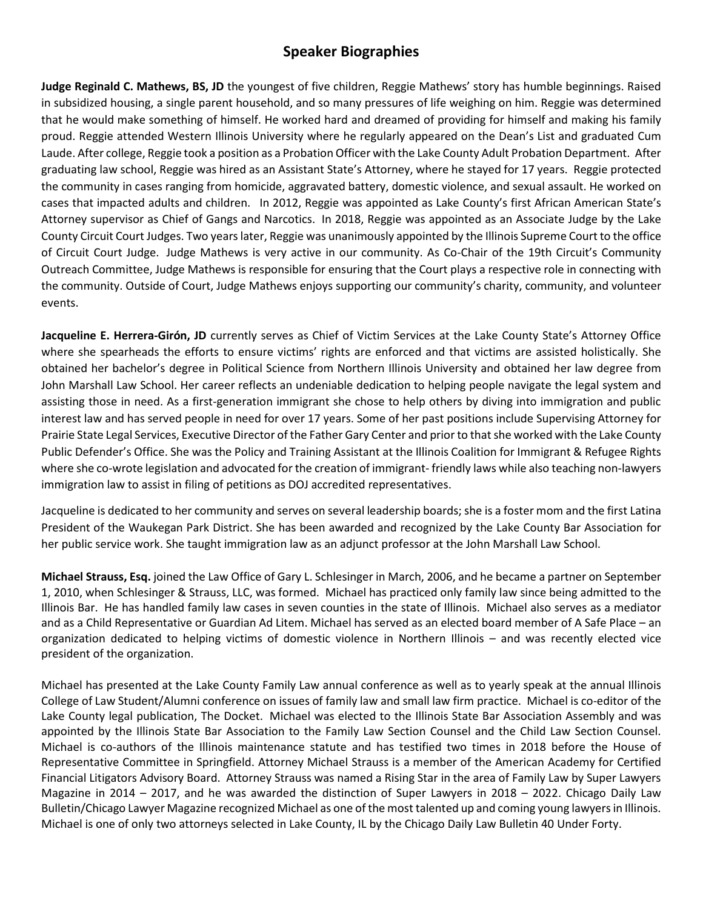## Speaker Biographies

**Judge Reginald C. Mathews, BS, JD** the youngest of five children, Reggie Mathews' story has humble beginnings. Raised in subsidized housing, a single parent household, and so many pressures of life weighing on him. Reggie was determined that he would make something of himself. He worked hard and dreamed of providing for himself and making his family proud. Reggie attended Western Illinois University where he regularly appeared on the Dean's List and graduated Cum Laude. After college, Reggie took a position as a Probation Officer with the Lake County Adult Probation Department. After graduating law school, Reggie was hired as an Assistant State's Attorney, where he stayed for 17 years. Reggie protected the community in cases ranging from homicide, aggravated battery, domestic violence, and sexual assault. He worked on cases that impacted adults and children. In 2012, Reggie was appointed as Lake County's first African American State's Attorney supervisor as Chief of Gangs and Narcotics. In 2018, Reggie was appointed as an Associate Judge by the Lake County Circuit Court Judges. Two years later, Reggie was unanimously appointed by the Illinois Supreme Court to the office of Circuit Court Judge. Judge Mathews is very active in our community. As Co-Chair of the 19th Circuit's Community Outreach Committee, Judge Mathews is responsible for ensuring that the Court plays a respective role in connecting with the community. Outside of Court, Judge Mathews enjoys supporting our community's charity, community, and volunteer events.

**Jacqueline E. Herrera-Girón, JD** currently serves as Chief of Victim Services at the Lake County State's Attorney Office where she spearheads the efforts to ensure victims' rights are enforced and that victims are assisted holistically. She obtained her bachelor's degree in Political Science from Northern Illinois University and obtained her law degree from John Marshall Law School. Her career reflects an undeniable dedication to helping people navigate the legal system and assisting those in need. As a first-generation immigrant she chose to help others by diving into immigration and public interest law and has served people in need for over 17 years. Some of her past positions include Supervising Attorney for Prairie State Legal Services, Executive Director of the Father Gary Center and prior to that she worked with the Lake County Public Defender's Office. She was the Policy and Training Assistant at the Illinois Coalition for Immigrant & Refugee Rights where she co-wrote legislation and advocated for the creation of immigrant- friendly laws while also teaching non-lawyers immigration law to assist in filing of petitions as DOJ accredited representatives.

Jacqueline is dedicated to her community and serves on several leadership boards; she is a foster mom and the first Latina President of the Waukegan Park District. She has been awarded and recognized by the Lake County Bar Association for her public service work. She taught immigration law as an adjunct professor at the John Marshall Law School.

**Michael Strauss, Esq.** joined the Law Office of Gary L. Schlesinger in March, 2006, and he became a partner on September 1, 2010, when Schlesinger & Strauss, LLC, was formed. Michael has practiced only family law since being admitted to the Illinois Bar. He has handled family law cases in seven counties in the state of Illinois. Michael also serves as a mediator and as a Child Representative or Guardian Ad Litem. Michael has served as an elected board member of A Safe Place – an organization dedicated to helping victims of domestic violence in Northern Illinois – and was recently elected vice president of the organization.

Michael has presented at the Lake County Family Law annual conference as well as to yearly speak at the annual Illinois College of Law Student/Alumni conference on issues of family law and small law firm practice. Michael is co-editor of the Lake County legal publication, The Docket. Michael was elected to the Illinois State Bar Association Assembly and was appointed by the Illinois State Bar Association to the Family Law Section Counsel and the Child Law Section Counsel. Michael is co-authors of the Illinois maintenance statute and has testified two times in 2018 before the House of Representative Committee in Springfield. Attorney Michael Strauss is a member of the American Academy for Certified Financial Litigators Advisory Board. Attorney Strauss was named a Rising Star in the area of Family Law by Super Lawyers Magazine in 2014 – 2017, and he was awarded the distinction of Super Lawyers in 2018 – 2022. Chicago Daily Law Bulletin/Chicago Lawyer Magazine recognized Michael as one of the most talented up and coming young lawyers in Illinois. Michael is one of only two attorneys selected in Lake County, IL by the Chicago Daily Law Bulletin 40 Under Forty.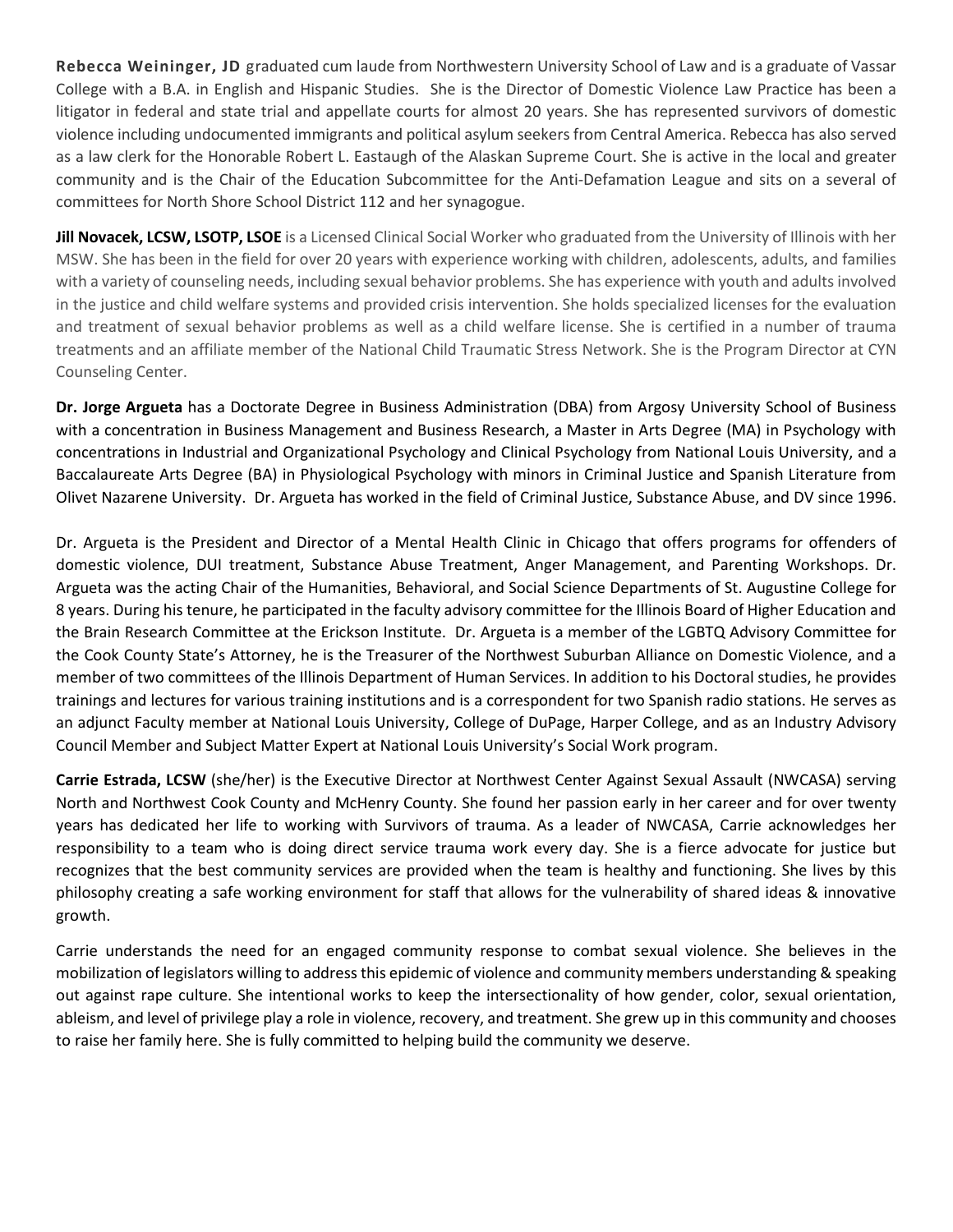**Rebecca Weininger, JD** graduated cum laude from Northwestern University School of Law and is a graduate of Vassar College with a B.A. in English and Hispanic Studies. She is the Director of Domestic Violence Law Practice has been a litigator in federal and state trial and appellate courts for almost 20 years. She has represented survivors of domestic violence including undocumented immigrants and political asylum seekers from Central America. Rebecca has also served as a law clerk for the Honorable Robert L. Eastaugh of the Alaskan Supreme Court. She is active in the local and greater community and is the Chair of the Education Subcommittee for the Anti-Defamation League and sits on a several of committees for North Shore School District 112 and her synagogue.

**Jill Novacek, LCSW, LSOTP, LSOE** is a Licensed Clinical Social Worker who graduated from the University of Illinois with her MSW. She has been in the field for over 20 years with experience working with children, adolescents, adults, and families with a variety of counseling needs, including sexual behavior problems. She has experience with youth and adults involved in the justice and child welfare systems and provided crisis intervention. She holds specialized licenses for the evaluation and treatment of sexual behavior problems as well as a child welfare license. She is certified in a number of trauma treatments and an affiliate member of the National Child Traumatic Stress Network. She is the Program Director at CYN Counseling Center.

**Dr. Jorge Argueta** has a Doctorate Degree in Business Administration (DBA) from Argosy University School of Business with a concentration in Business Management and Business Research, a Master in Arts Degree (MA) in Psychology with concentrations in Industrial and Organizational Psychology and Clinical Psychology from National Louis University, and a Baccalaureate Arts Degree (BA) in Physiological Psychology with minors in Criminal Justice and Spanish Literature from Olivet Nazarene University. Dr. Argueta has worked in the field of Criminal Justice, Substance Abuse, and DV since 1996.

Dr. Argueta is the President and Director of a Mental Health Clinic in Chicago that offers programs for offenders of domestic violence, DUI treatment, Substance Abuse Treatment, Anger Management, and Parenting Workshops. Dr. Argueta was the acting Chair of the Humanities, Behavioral, and Social Science Departments of St. Augustine College for 8 years. During his tenure, he participated in the faculty advisory committee for the Illinois Board of Higher Education and the Brain Research Committee at the Erickson Institute. Dr. Argueta is a member of the LGBTQ Advisory Committee for the Cook County State's Attorney, he is the Treasurer of the Northwest Suburban Alliance on Domestic Violence, and a member of two committees of the Illinois Department of Human Services. In addition to his Doctoral studies, he provides trainings and lectures for various training institutions and is a correspondent for two Spanish radio stations. He serves as an adjunct Faculty member at National Louis University, College of DuPage, Harper College, and as an Industry Advisory Council Member and Subject Matter Expert at National Louis University's Social Work program.

**Carrie Estrada, LCSW** (she/her) is the Executive Director at Northwest Center Against Sexual Assault (NWCASA) serving North and Northwest Cook County and McHenry County. She found her passion early in her career and for over twenty years has dedicated her life to working with Survivors of trauma. As a leader of NWCASA, Carrie acknowledges her responsibility to a team who is doing direct service trauma work every day. She is a fierce advocate for justice but recognizes that the best community services are provided when the team is healthy and functioning. She lives by this philosophy creating a safe working environment for staff that allows for the vulnerability of shared ideas & innovative growth.

Carrie understands the need for an engaged community response to combat sexual violence. She believes in the mobilization of legislators willing to address this epidemic of violence and community members understanding & speaking out against rape culture. She intentional works to keep the intersectionality of how gender, color, sexual orientation, ableism, and level of privilege play a role in violence, recovery, and treatment. She grew up in this community and chooses to raise her family here. She is fully committed to helping build the community we deserve.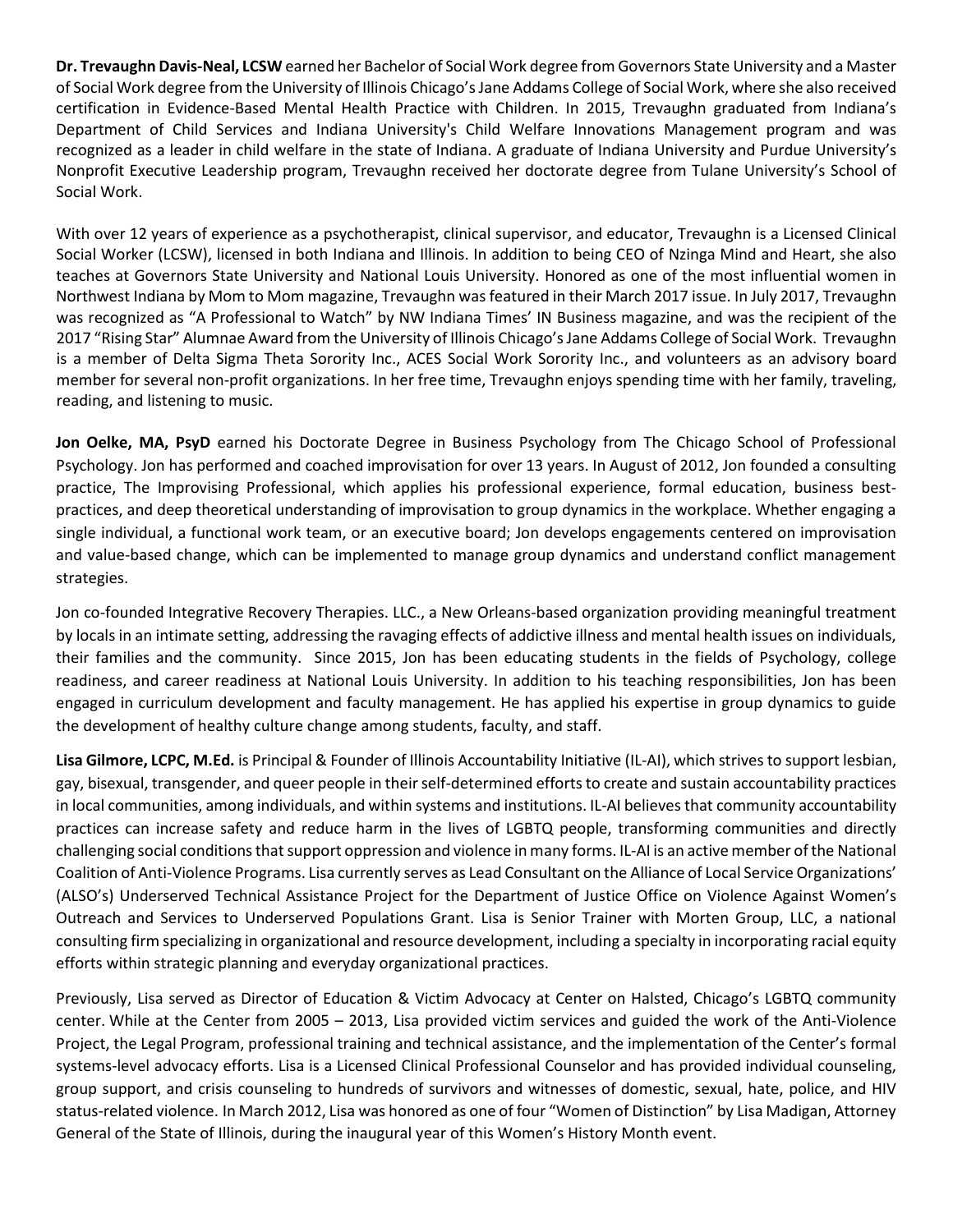**Dr. Trevaughn Davis-Neal, LCSW** earned her Bachelor of Social Work degree from Governors State University and a Master of Social Work degree from the University of Illinois Chicago's Jane Addams College of Social Work, where she also received certification in Evidence-Based Mental Health Practice with Children. In 2015, Trevaughn graduated from Indiana's Department of Child Services and Indiana University's Child Welfare Innovations Management program and was recognized as a leader in child welfare in the state of Indiana. A graduate of Indiana University and Purdue University's Nonprofit Executive Leadership program, Trevaughn received her doctorate degree from Tulane University's School of Social Work.

With over 12 years of experience as a psychotherapist, clinical supervisor, and educator, Trevaughn is a Licensed Clinical Social Worker (LCSW), licensed in both Indiana and Illinois. In addition to being CEO of Nzinga Mind and Heart, she also teaches at Governors State University and National Louis University. Honored as one of the most influential women in Northwest Indiana by Mom to Mom magazine, Trevaughn was featured in their March 2017 issue. In July 2017, Trevaughn was recognized as "A Professional to Watch" by NW Indiana Times' IN Business magazine, and was the recipient of the 2017 "Rising Star" Alumnae Award from the University of Illinois Chicago's Jane Addams College of Social Work. Trevaughn is a member of Delta Sigma Theta Sorority Inc., ACES Social Work Sorority Inc., and volunteers as an advisory board member for several non-profit organizations. In her free time, Trevaughn enjoys spending time with her family, traveling, reading, and listening to music.

**Jon Oelke, MA, PsyD** earned his Doctorate Degree in Business Psychology from The Chicago School of Professional Psychology. Jon has performed and coached improvisation for over 13 years. In August of 2012, Jon founded a consulting practice, The Improvising Professional, which applies his professional experience, formal education, business best-practices, and deep theoretical understanding of improvisation to group dynamics in the workplace. Whether engaging a single individual, a functional work team, or an executive board; Jon develops engagements centered on improvisation and value-based change, which can be implemented to manage group dynamics and understand conflict management strategies.

Jon co-founded Integrative Recovery Therapies. LLC., a New Orleans-based organization providing meaningful treatment by locals in an intimate setting, addressing the ravaging effects of addictive illness and mental health issues on individuals, their families and the community. Since 2015, Jon has been educating students in the fields of Psychology, college readiness, and career readiness at National Louis University. In addition to his teaching responsibilities, Jon has been engaged in curriculum development and faculty management. He has applied his expertise in group dynamics to guide the development of healthy culture change among students, faculty, and staff.

**Lisa Gilmore, LCPC, M.Ed.** is Principal & Founder of Illinois Accountability Initiative (IL-AI), which strives to support lesbian, gay, bisexual, transgender, and queer people in their self-determined efforts to create and sustain accountability practices in local communities, among individuals, and within systems and institutions. IL-AI believes that community accountability practices can increase safety and reduce harm in the lives of LGBTQ people, transforming communities and directly challenging social conditions that support oppression and violence in many forms. IL-AI is an active member of the National Coalition of Anti-Violence Programs. Lisa currently serves as Lead Consultant on the Alliance of Local Service Organizations' (ALSO's) Underserved Technical Assistance Project for the Department of Justice Office on Violence Against Women's Outreach and Services to Underserved Populations Grant. Lisa is Senior Trainer with Morten Group, LLC, a national consulting firm specializing in organizational and resource development, including a specialty in incorporating racial equity efforts within strategic planning and everyday organizational practices.

Previously, Lisa served as Director of Education & Victim Advocacy at Center on Halsted, Chicago's LGBTQ community center. While at the Center from 2005 – 2013, Lisa provided victim services and guided the work of the Anti-Violence Project, the Legal Program, professional training and technical assistance, and the implementation of the Center's formal systems-level advocacy efforts. Lisa is a Licensed Clinical Professional Counselor and has provided individual counseling, group support, and crisis counseling to hundreds of survivors and witnesses of domestic, sexual, hate, police, and HIV status-related violence. In March 2012, Lisa was honored as one of four "Women of Distinction" by Lisa Madigan, Attorney General of the State of Illinois, during the inaugural year of this Women's History Month event.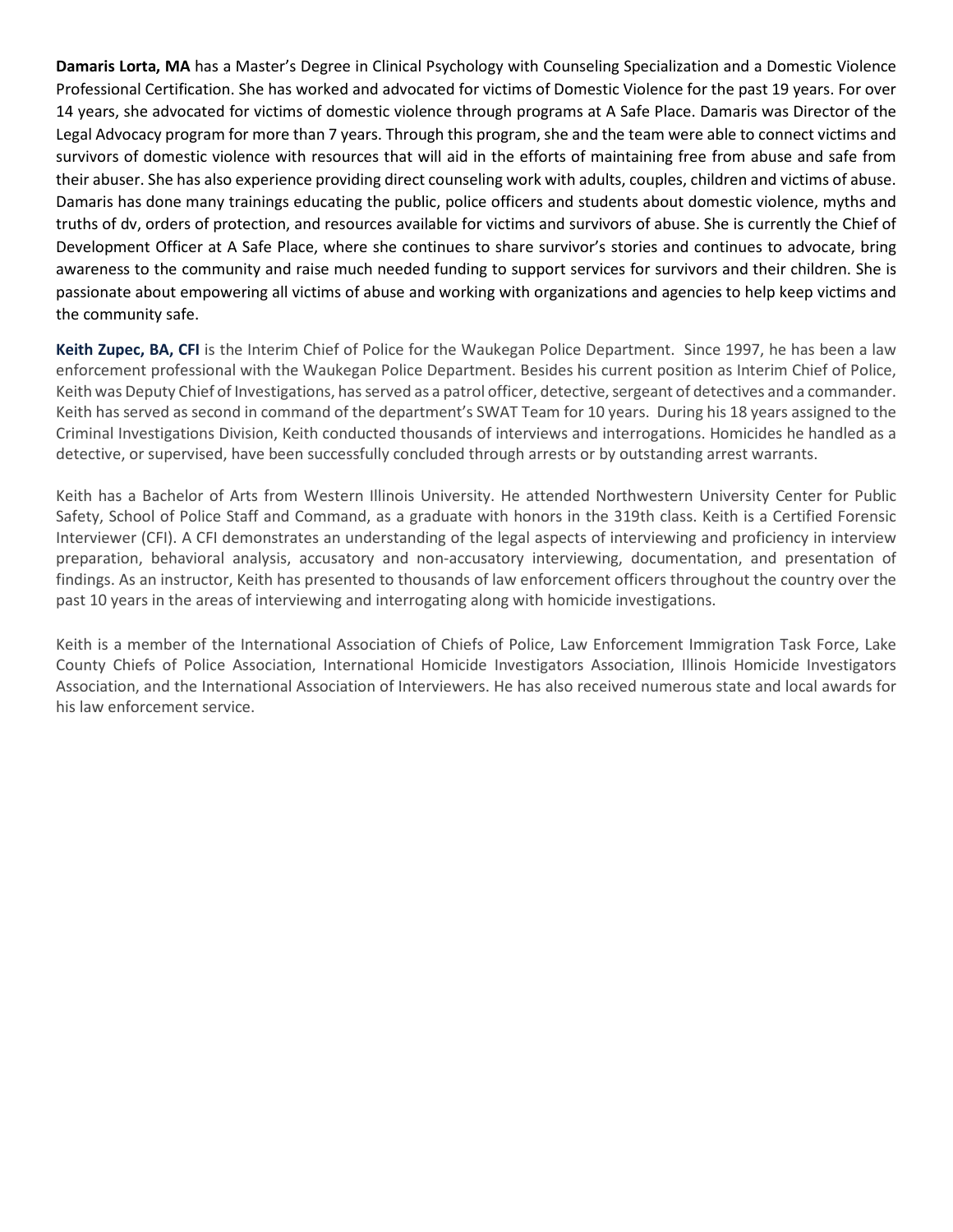**Damaris Lorta, MA** has a Master's Degree in Clinical Psychology with Counseling Specialization and a Domestic Violence Professional Certification. She has worked and advocated for victims of Domestic Violence for the past 19 years. For over 14 years, she advocated for victims of domestic violence through programs at A Safe Place. Damaris was Director of the Legal Advocacy program for more than 7 years. Through this program, she and the team were able to connect victims and survivors of domestic violence with resources that will aid in the efforts of maintaining free from abuse and safe from their abuser. She has also experience providing direct counseling work with adults, couples, children and victims of abuse. Damaris has done many trainings educating the public, police officers and students about domestic violence, myths and truths of dv, orders of protection, and resources available for victims and survivors of abuse. She is currently the Chief of Development Officer at A Safe Place, where she continues to share survivor's stories and continues to advocate, bring awareness to the community and raise much needed funding to support services for survivors and their children. She is passionate about empowering all victims of abuse and working with organizations and agencies to help keep victims and the community safe.

**Keith Zupec, BA, CFI** is the Interim Chief of Police for the Waukegan Police Department. Since 1997, he has been a law enforcement professional with the Waukegan Police Department. Besides his current position as Interim Chief of Police, Keith was Deputy Chief of Investigations, has served as a patrol officer, detective, sergeant of detectives and a commander. Keith has served as second in command of the department's SWAT Team for 10 years. During his 18 years assigned to the Criminal Investigations Division, Keith conducted thousands of interviews and interrogations. Homicides he handled as a detective, or supervised, have been successfully concluded through arrests or by outstanding arrest warrants.

Keith has a Bachelor of Arts from Western Illinois University. He attended Northwestern University Center for Public Safety, School of Police Staff and Command, as a graduate with honors in the 319th class. Keith is a Certified Forensic Interviewer (CFI). A CFI demonstrates an understanding of the legal aspects of interviewing and proficiency in interview preparation, behavioral analysis, accusatory and non-accusatory interviewing, documentation, and presentation of findings. As an instructor, Keith has presented to thousands of law enforcement officers throughout the country over the past 10 years in the areas of interviewing and interrogating along with homicide investigations.

Keith is a member of the International Association of Chiefs of Police, Law Enforcement Immigration Task Force, Lake County Chiefs of Police Association, International Homicide Investigators Association, Illinois Homicide Investigators Association, and the International Association of Interviewers. He has also received numerous state and local awards for his law enforcement service.